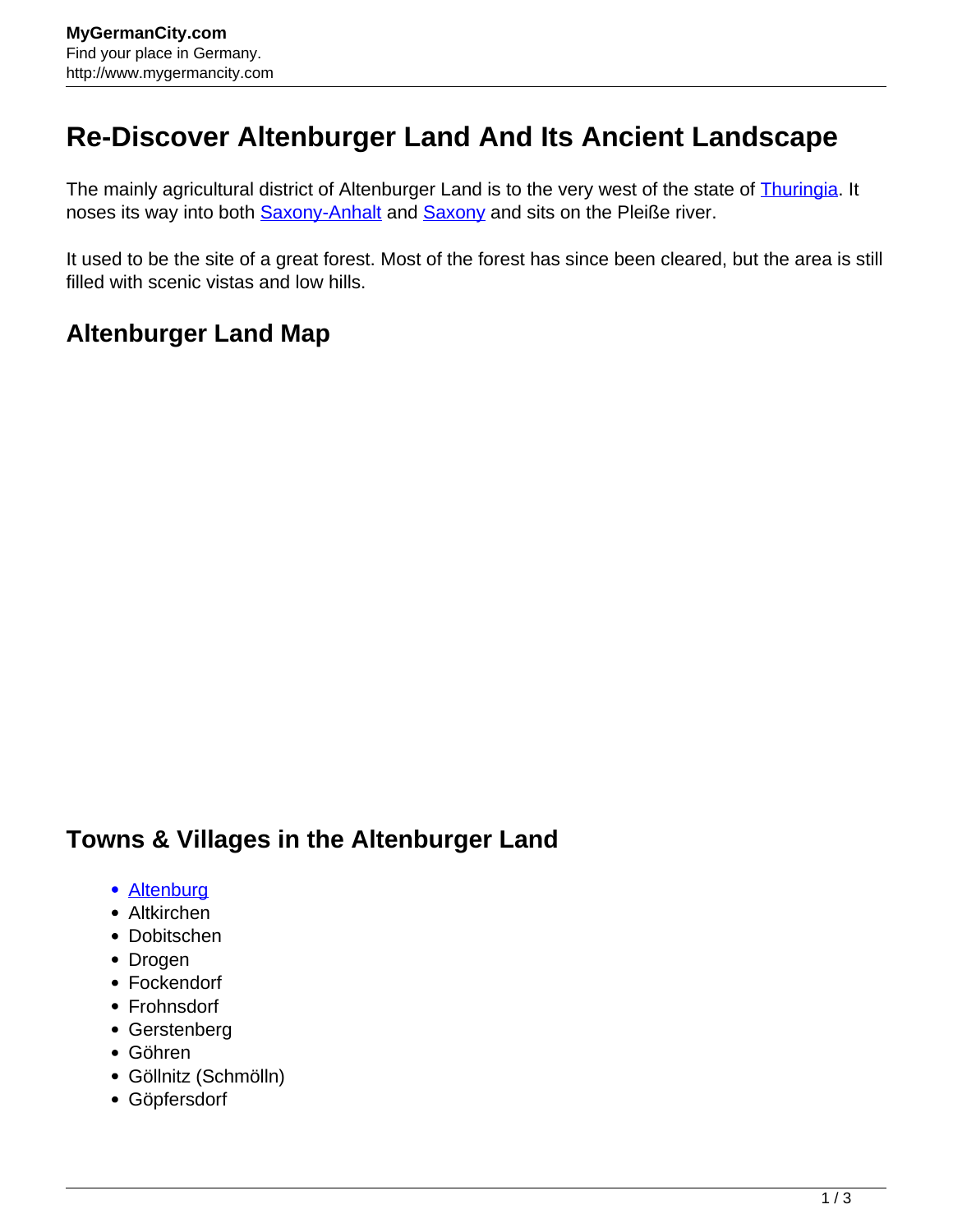# Re-Discover Altenburger Land And Its Ancient Landscape

The mainly agricultural district of Altenburger Land is to the very west of the state of [Thuringia](). It noses its way into both [Saxony-Anhalt]() and [Saxony]() and sits on the Pleiße river.

It used to be the site of a great forest. Most of the forest has since been cleared, but the area is still filled with scenic vistas and low hills.

## Altenburger Land Map

## Towns & Villages in the Altenburger Land

- [Altenburg]()
- Altkirchen
- Dobitschen
- Drogen
- Fockendorf
- Frohnsdorf
- Gerstenberg
- Göhren
- Göllnitz (Schmölln)
- Göpfersdorf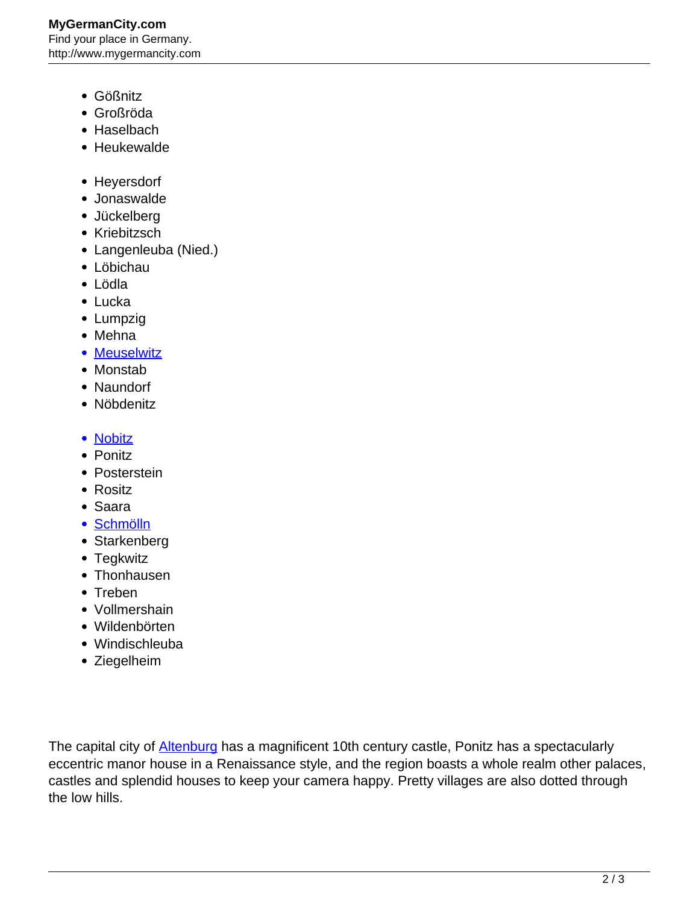- Gößnitz
- Großröda
- Haselbach
- Heukewalde
- Heyersdorf
- Jonaswalde
- Jückelberg
- Kriebitzsch
- Langenleuba (Nied.)
- Löbichau
- Lödla
- Lucka
- Lumpzig
- Mehna
- Meuselwitz
- Monstab
- Naundorf
- Nöbdenitz
- Nobitz
- Ponitz
- Posterstein
- Rositz
- Saara
- Schmölln
- Starkenberg
- Tegkwitz
- Thonhausen
- Treben
- Vollmershain
- Wildenbörten
- Windischleuba
- Ziegelheim

The capital city of Altenburg has a magnificent 10th century castle, Ponitz has a spectacularly eccentric manor house in a Renaissance style, and the region boasts a whole realm other palaces, castles and splendid houses to keep your camera happy. Pretty villages are also dotted through the low hills.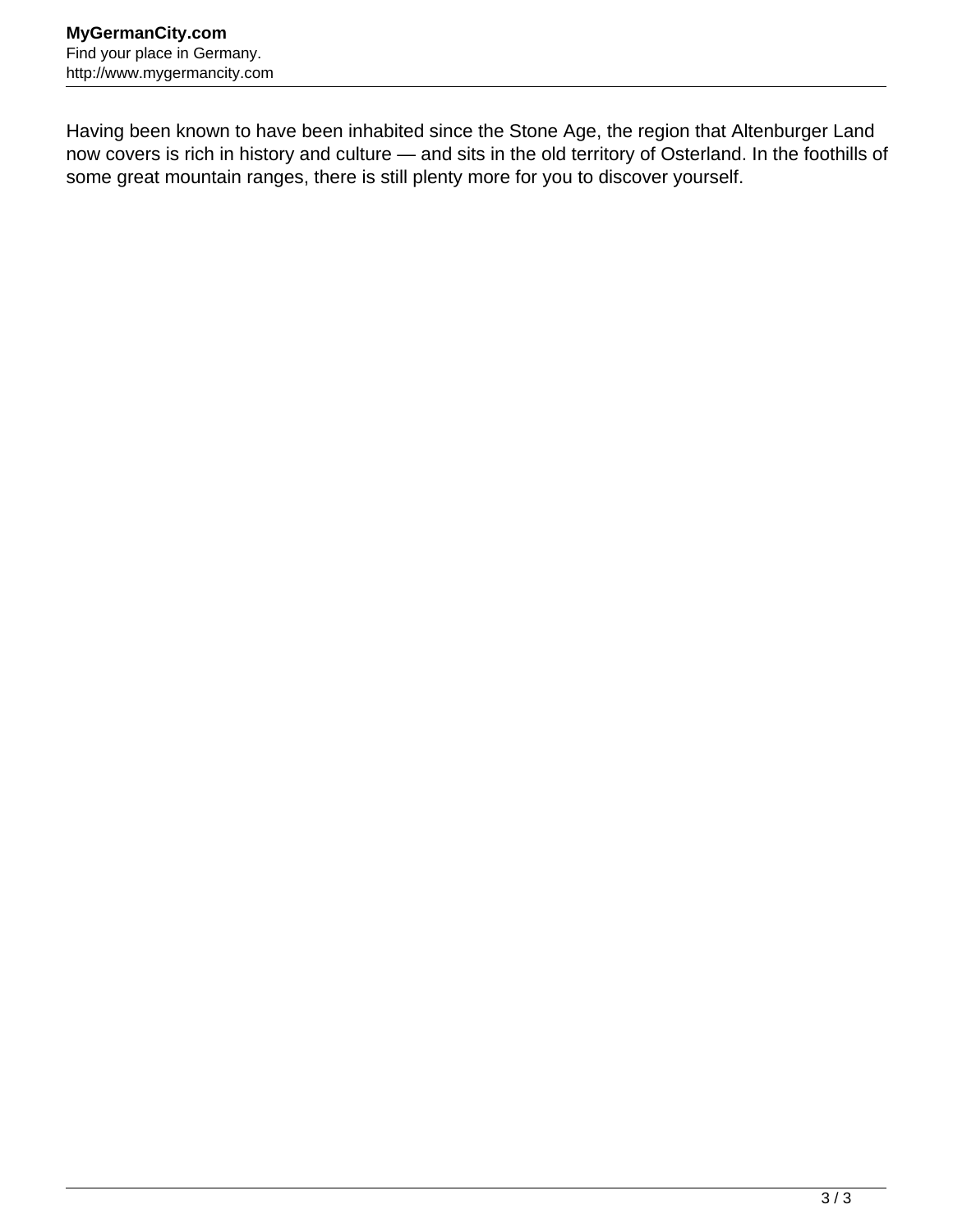Having been known to have been inhabited since the Stone Age, the region that Altenburger Land now covers is rich in history and culture — and sits in the old territory of Osterland. In the foothills of some great mountain ranges, there is still plenty more for you to discover yourself.